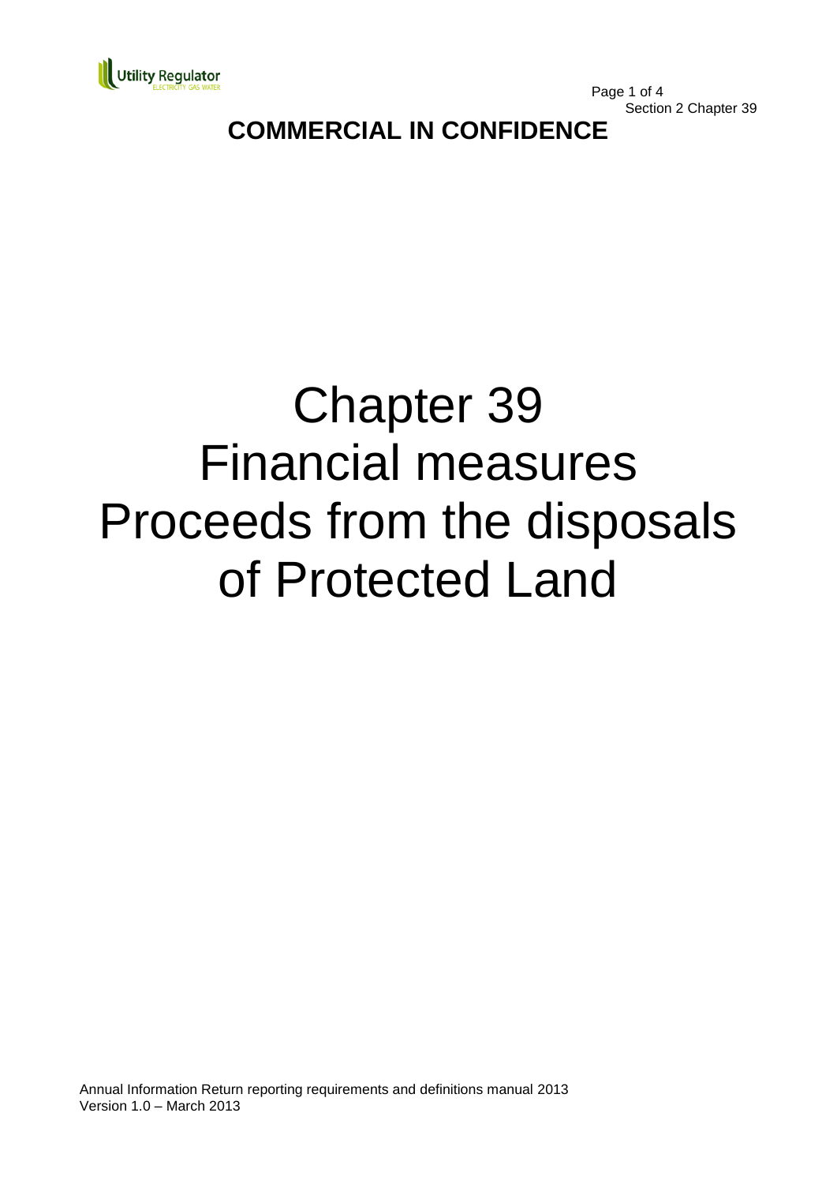**COMMERCIAL IN CONFIDENCE**

# Chapter 39
# Financial measures
# Proceeds from the disposals of Protected Land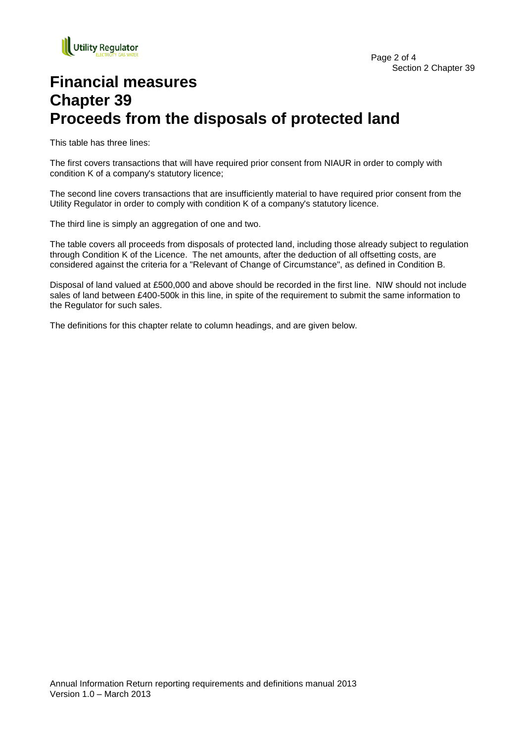# Financial measures
# Chapter 39
# Proceeds from the disposals of protected land

This table has three lines:

The first covers transactions that will have required prior consent from NIAUR in order to comply with condition K of a company's statutory licence;

The second line covers transactions that are insufficiently material to have required prior consent from the Utility Regulator in order to comply with condition K of a company's statutory licence.

The third line is simply an aggregation of one and two.

The table covers all proceeds from disposals of protected land, including those already subject to regulation through Condition K of the Licence. The net amounts, after the deduction of all offsetting costs, are considered against the criteria for a "Relevant of Change of Circumstance", as defined in Condition B.

Disposal of land valued at £500,000 and above should be recorded in the first line. NIW should not include sales of land between £400-500k in this line, in spite of the requirement to submit the same information to the Regulator for such sales.

The definitions for this chapter relate to column headings, and are given below.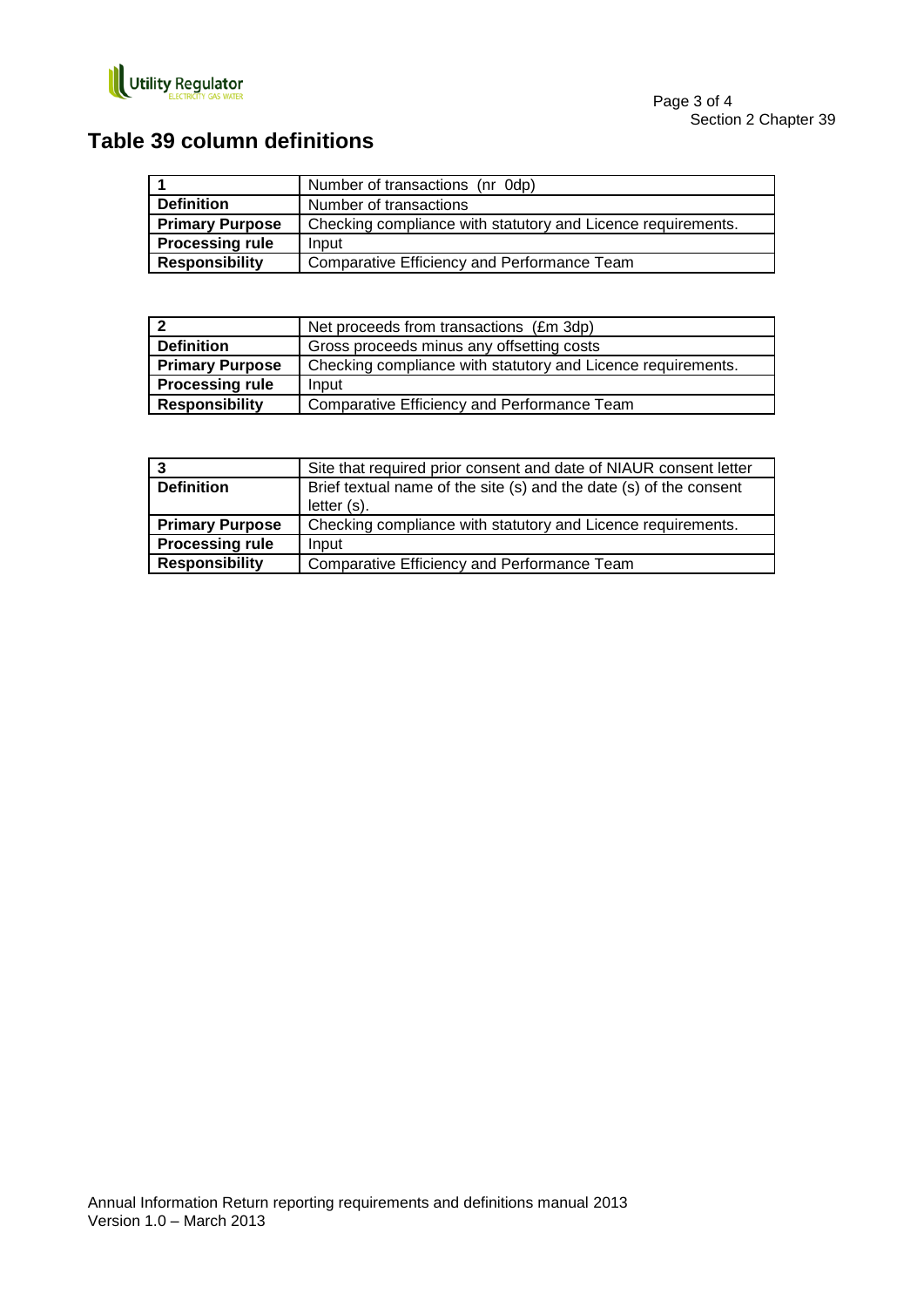## Table 39 column definitions

| 1 | Number of transactions (nr 0dp) |
|---|---|
| **Definition** | Number of transactions |
| **Primary Purpose** | Checking compliance with statutory and Licence requirements. |
| **Processing rule** | Input |
| **Responsibility** | Comparative Efficiency and Performance Team |

| 2 | Net proceeds from transactions (£m 3dp) |
|---|---|
| **Definition** | Gross proceeds minus any offsetting costs |
| **Primary Purpose** | Checking compliance with statutory and Licence requirements. |
| **Processing rule** | Input |
| **Responsibility** | Comparative Efficiency and Performance Team |

| 3 | Site that required prior consent and date of NIAUR consent letter |
|---|---|
| **Definition** | Brief textual name of the site (s) and the date (s) of the consent letter (s). |
| **Primary Purpose** | Checking compliance with statutory and Licence requirements. |
| **Processing rule** | Input |
| **Responsibility** | Comparative Efficiency and Performance Team |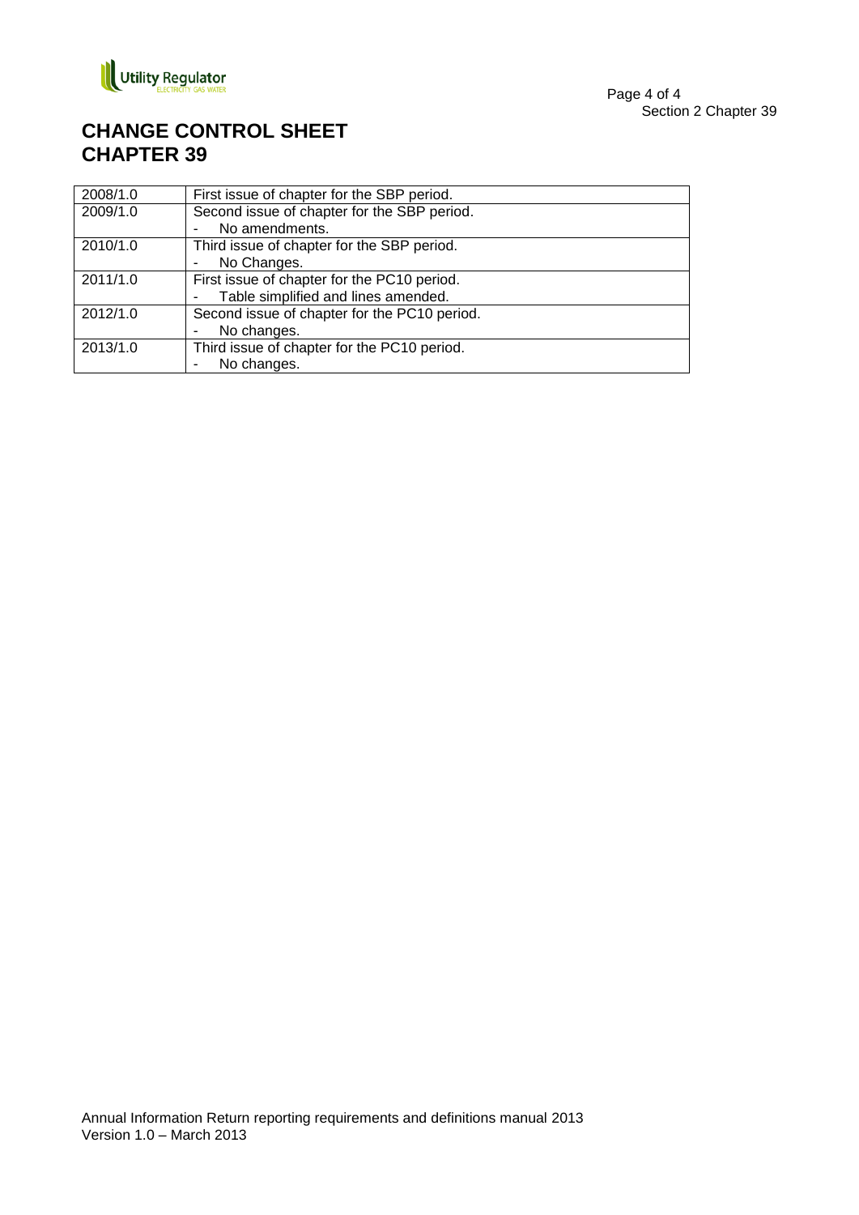# CHANGE CONTROL SHEET
# CHAPTER 39

| | |
|---|---|
| 2008/1.0 | First issue of chapter for the SBP period. |
| 2009/1.0 | Second issue of chapter for the SBP period.<br>- No amendments. |
| 2010/1.0 | Third issue of chapter for the SBP period.<br>- No Changes. |
| 2011/1.0 | First issue of chapter for the PC10 period.<br>- Table simplified and lines amended. |
| 2012/1.0 | Second issue of chapter for the PC10 period.<br>- No changes. |
| 2013/1.0 | Third issue of chapter for the PC10 period.<br>- No changes. |